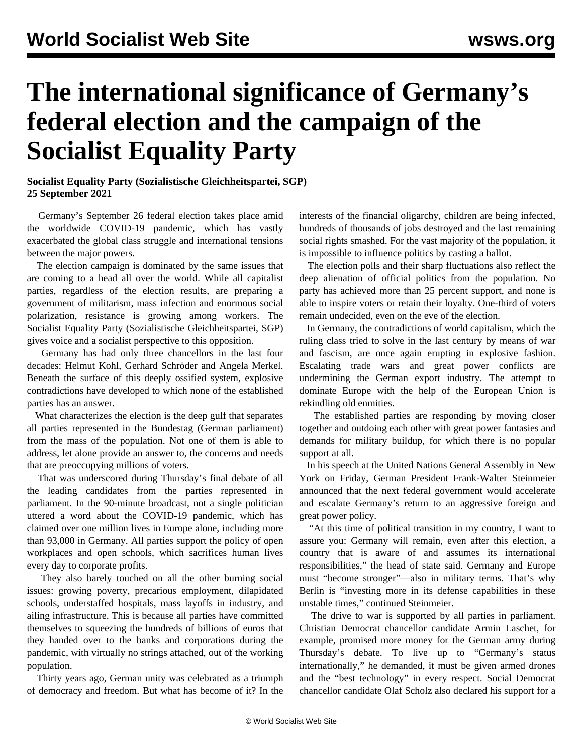# The international significance of Germany's federal election and the campaign of the Socialist Equality Party

**Socialist Equality Party (Sozialistische Gleichheitspartei, SGP)**
**25 September 2021**

Germany's September 26 federal election takes place amid the worldwide COVID-19 pandemic, which has vastly exacerbated the global class struggle and international tensions between the major powers.

The election campaign is dominated by the same issues that are coming to a head all over the world. While all capitalist parties, regardless of the election results, are preparing a government of militarism, mass infection and enormous social polarization, resistance is growing among workers. The Socialist Equality Party (Sozialistische Gleichheitspartei, SGP) gives voice and a socialist perspective to this opposition.

Germany has had only three chancellors in the last four decades: Helmut Kohl, Gerhard Schröder and Angela Merkel. Beneath the surface of this deeply ossified system, explosive contradictions have developed to which none of the established parties has an answer.

What characterizes the election is the deep gulf that separates all parties represented in the Bundestag (German parliament) from the mass of the population. Not one of them is able to address, let alone provide an answer to, the concerns and needs that are preoccupying millions of voters.

That was underscored during Thursday's final debate of all the leading candidates from the parties represented in parliament. In the 90-minute broadcast, not a single politician uttered a word about the COVID-19 pandemic, which has claimed over one million lives in Europe alone, including more than 93,000 in Germany. All parties support the policy of open workplaces and open schools, which sacrifices human lives every day to corporate profits.

They also barely touched on all the other burning social issues: growing poverty, precarious employment, dilapidated schools, understaffed hospitals, mass layoffs in industry, and ailing infrastructure. This is because all parties have committed themselves to squeezing the hundreds of billions of euros that they handed over to the banks and corporations during the pandemic, with virtually no strings attached, out of the working population.

Thirty years ago, German unity was celebrated as a triumph of democracy and freedom. But what has become of it? In the interests of the financial oligarchy, children are being infected, hundreds of thousands of jobs destroyed and the last remaining social rights smashed. For the vast majority of the population, it is impossible to influence politics by casting a ballot.

The election polls and their sharp fluctuations also reflect the deep alienation of official politics from the population. No party has achieved more than 25 percent support, and none is able to inspire voters or retain their loyalty. One-third of voters remain undecided, even on the eve of the election.

In Germany, the contradictions of world capitalism, which the ruling class tried to solve in the last century by means of war and fascism, are once again erupting in explosive fashion. Escalating trade wars and great power conflicts are undermining the German export industry. The attempt to dominate Europe with the help of the European Union is rekindling old enmities.

The established parties are responding by moving closer together and outdoing each other with great power fantasies and demands for military buildup, for which there is no popular support at all.

In his speech at the United Nations General Assembly in New York on Friday, German President Frank-Walter Steinmeier announced that the next federal government would accelerate and escalate Germany's return to an aggressive foreign and great power policy.

"At this time of political transition in my country, I want to assure you: Germany will remain, even after this election, a country that is aware of and assumes its international responsibilities," the head of state said. Germany and Europe must "become stronger"—also in military terms. That's why Berlin is "investing more in its defense capabilities in these unstable times," continued Steinmeier.

The drive to war is supported by all parties in parliament. Christian Democrat chancellor candidate Armin Laschet, for example, promised more money for the German army during Thursday's debate. To live up to "Germany's status internationally," he demanded, it must be given armed drones and the "best technology" in every respect. Social Democrat chancellor candidate Olaf Scholz also declared his support for a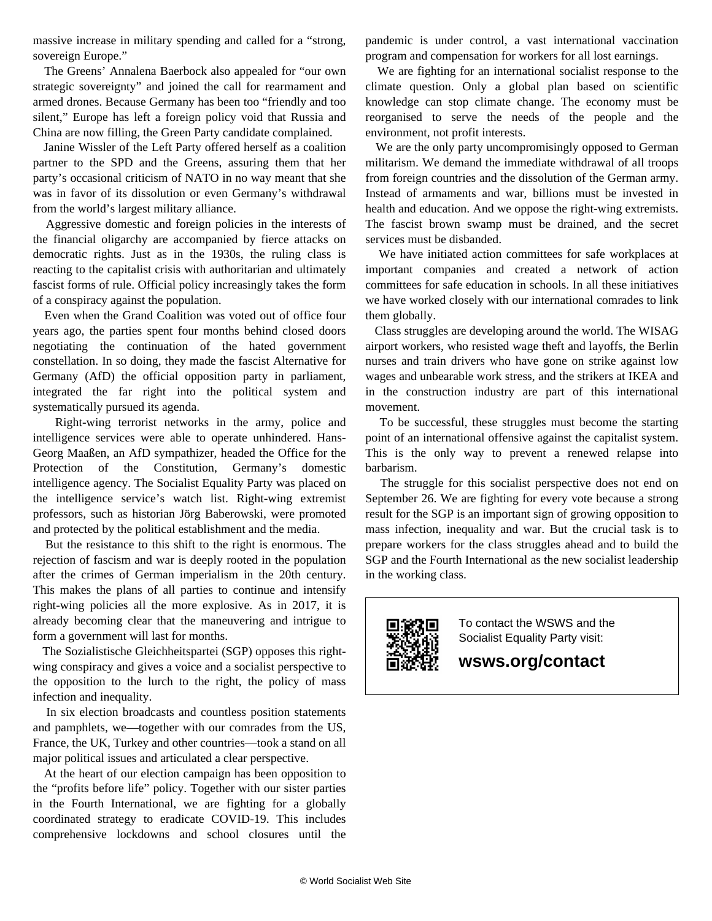massive increase in military spending and called for a "strong, sovereign Europe."

The Greens' Annalena Baerbock also appealed for "our own strategic sovereignty" and joined the call for rearmament and armed drones. Because Germany has been too "friendly and too silent," Europe has left a foreign policy void that Russia and China are now filling, the Green Party candidate complained.

Janine Wissler of the Left Party offered herself as a coalition partner to the SPD and the Greens, assuring them that her party's occasional criticism of NATO in no way meant that she was in favor of its dissolution or even Germany's withdrawal from the world's largest military alliance.

Aggressive domestic and foreign policies in the interests of the financial oligarchy are accompanied by fierce attacks on democratic rights. Just as in the 1930s, the ruling class is reacting to the capitalist crisis with authoritarian and ultimately fascist forms of rule. Official policy increasingly takes the form of a conspiracy against the population.

Even when the Grand Coalition was voted out of office four years ago, the parties spent four months behind closed doors negotiating the continuation of the hated government constellation. In so doing, they made the fascist Alternative for Germany (AfD) the official opposition party in parliament, integrated the far right into the political system and systematically pursued its agenda.

Right-wing terrorist networks in the army, police and intelligence services were able to operate unhindered. Hans-Georg Maaßen, an AfD sympathizer, headed the Office for the Protection of the Constitution, Germany's domestic intelligence agency. The Socialist Equality Party was placed on the intelligence service's watch list. Right-wing extremist professors, such as historian Jörg Baberowski, were promoted and protected by the political establishment and the media.

But the resistance to this shift to the right is enormous. The rejection of fascism and war is deeply rooted in the population after the crimes of German imperialism in the 20th century. This makes the plans of all parties to continue and intensify right-wing policies all the more explosive. As in 2017, it is already becoming clear that the maneuvering and intrigue to form a government will last for months.

The Sozialistische Gleichheitspartei (SGP) opposes this right-wing conspiracy and gives a voice and a socialist perspective to the opposition to the lurch to the right, the policy of mass infection and inequality.

In six election broadcasts and countless position statements and pamphlets, we—together with our comrades from the US, France, the UK, Turkey and other countries—took a stand on all major political issues and articulated a clear perspective.

At the heart of our election campaign has been opposition to the "profits before life" policy. Together with our sister parties in the Fourth International, we are fighting for a globally coordinated strategy to eradicate COVID-19. This includes comprehensive lockdowns and school closures until the pandemic is under control, a vast international vaccination program and compensation for workers for all lost earnings.

We are fighting for an international socialist response to the climate question. Only a global plan based on scientific knowledge can stop climate change. The economy must be reorganised to serve the needs of the people and the environment, not profit interests.

We are the only party uncompromisingly opposed to German militarism. We demand the immediate withdrawal of all troops from foreign countries and the dissolution of the German army. Instead of armaments and war, billions must be invested in health and education. And we oppose the right-wing extremists. The fascist brown swamp must be drained, and the secret services must be disbanded.

We have initiated action committees for safe workplaces at important companies and created a network of action committees for safe education in schools. In all these initiatives we have worked closely with our international comrades to link them globally.

Class struggles are developing around the world. The WISAG airport workers, who resisted wage theft and layoffs, the Berlin nurses and train drivers who have gone on strike against low wages and unbearable work stress, and the strikers at IKEA and in the construction industry are part of this international movement.

To be successful, these struggles must become the starting point of an international offensive against the capitalist system. This is the only way to prevent a renewed relapse into barbarism.

The struggle for this socialist perspective does not end on September 26. We are fighting for every vote because a strong result for the SGP is an important sign of growing opposition to mass infection, inequality and war. But the crucial task is to prepare workers for the class struggles ahead and to build the SGP and the Fourth International as the new socialist leadership in the working class.

To contact the WSWS and the Socialist Equality Party visit:

**wsws.org/contact**